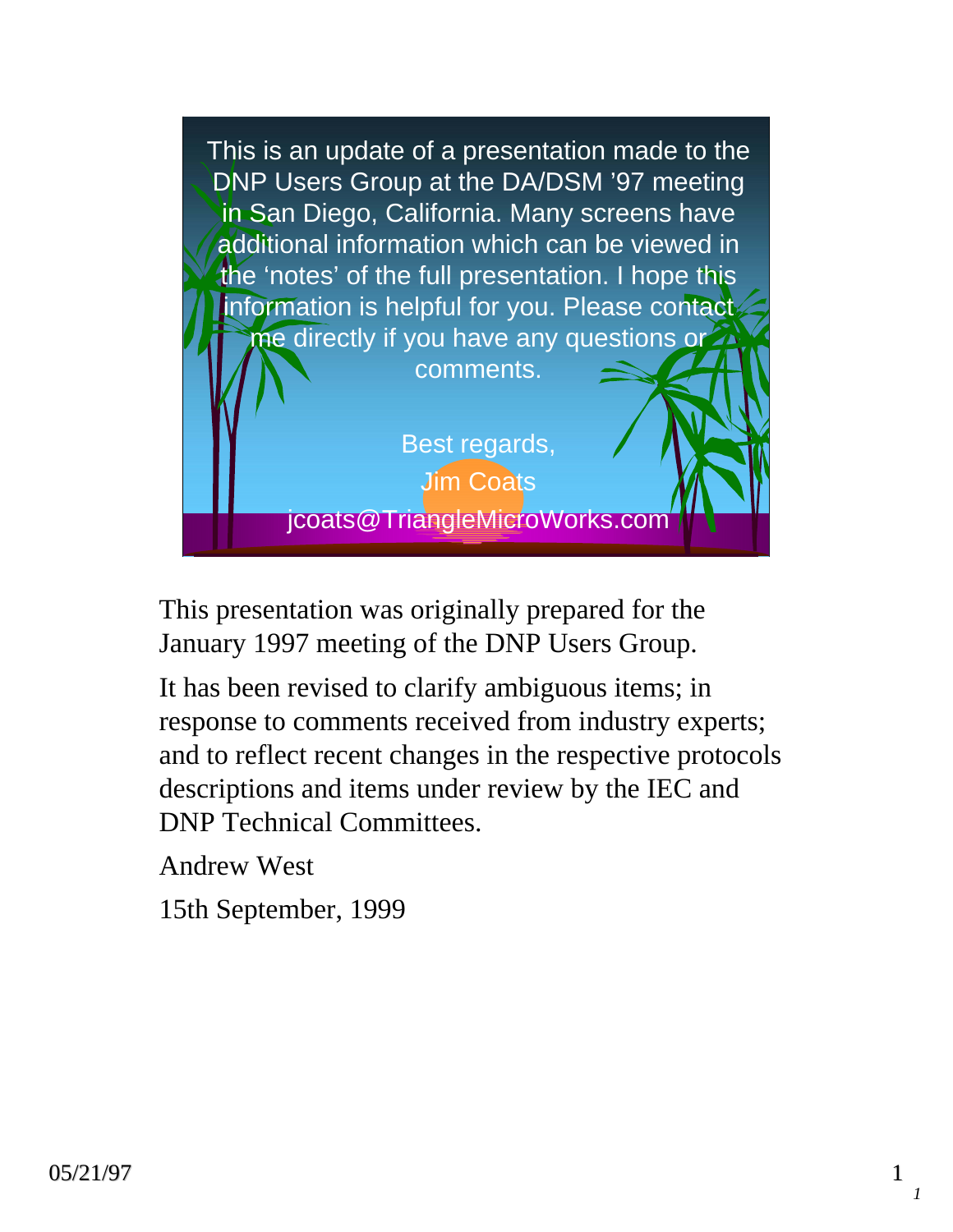This is an update of a presentation made to the DNP Users Group at the DA/DSM '97 meeting in San Diego, California. Many screens have additional information which can be viewed in the 'notes' of the full presentation. I hope this information is helpful for you. Please contact me directly if you have any questions or comments.

Best regards,

Jim Coats

jcoats@TriangleMicroWorks.com

This presentation was originally prepared for the January 1997 meeting of the DNP Users Group.

It has been revised to clarify ambiguous items; in response to comments received from industry experts; and to reflect recent changes in the respective protocols descriptions and items under review by the IEC and DNP Technical Committees.

Andrew West

15th September, 1999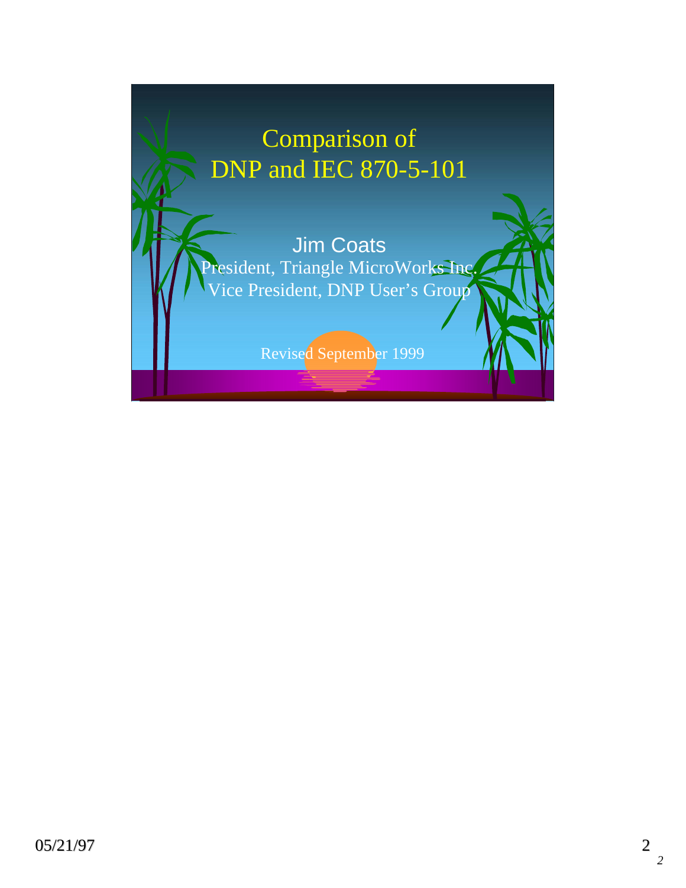# Comparison of DNP and IEC 870-5-101

Jim Coats

President, Triangle MicroWorks Inc.

Vice President, DNP User's Group

Revised September 1999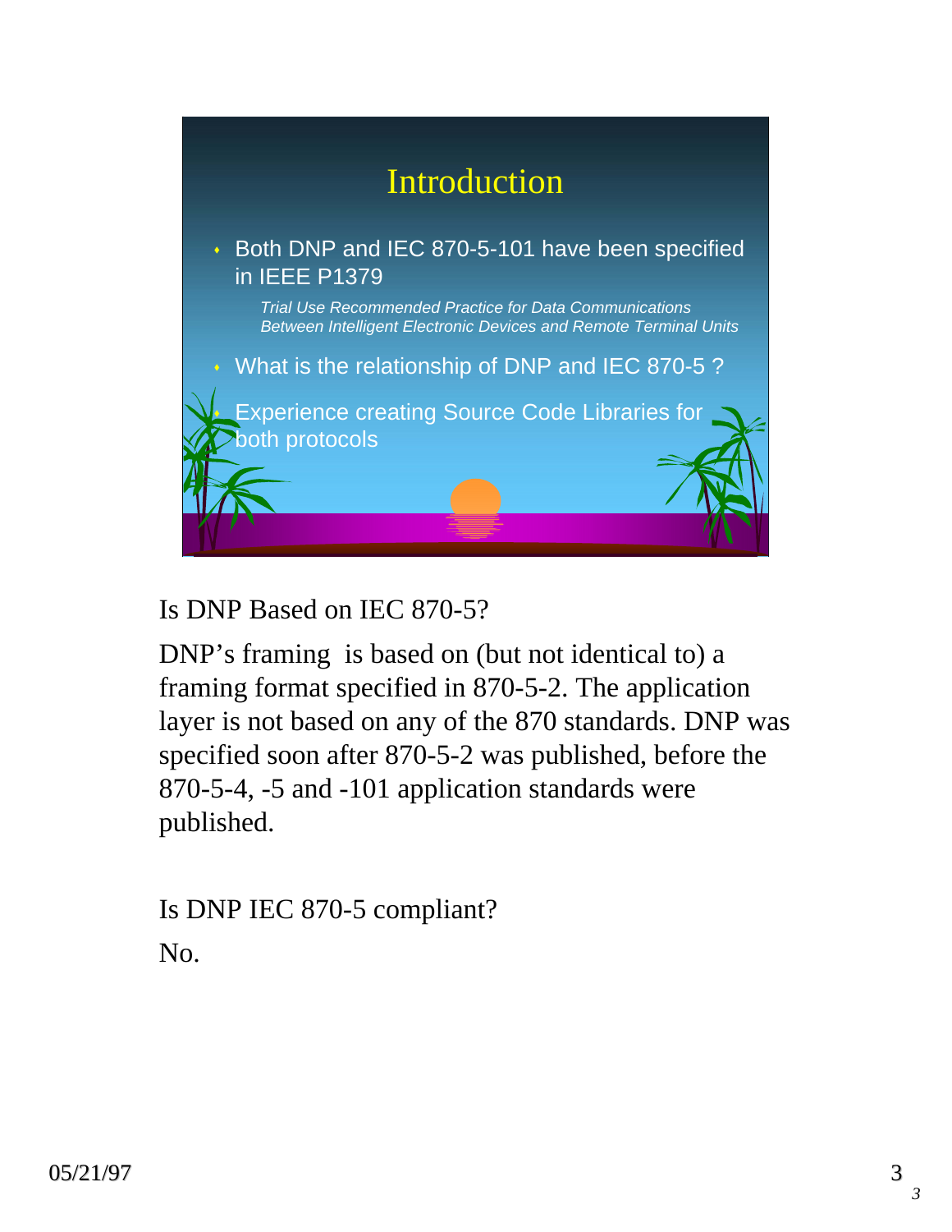# Introduction

- Both DNP and IEC 870-5-101 have been specified in IEEE P1379

  *Trial Use Recommended Practice for Data Communications Between Intelligent Electronic Devices and Remote Terminal Units*

- What is the relationship of DNP and IEC 870-5 ?
- Experience creating Source Code Libraries for both protocols

Is DNP Based on IEC 870-5?

DNP's framing is based on (but not identical to) a framing format specified in 870-5-2. The application layer is not based on any of the 870 standards. DNP was specified soon after 870-5-2 was published, before the 870-5-4, -5 and -101 application standards were published.

Is DNP IEC 870-5 compliant?

No.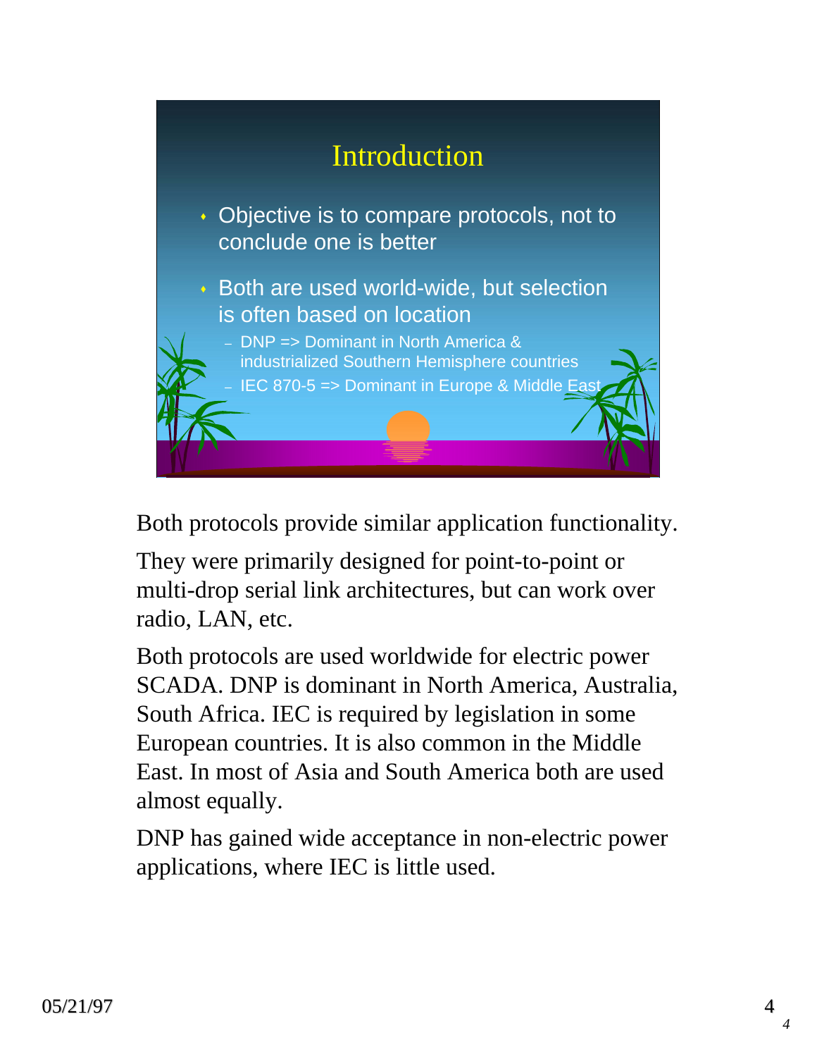# Introduction

- Objective is to compare protocols, not to conclude one is better
- Both are used world-wide, but selection is often based on location
  - DNP => Dominant in North America & industrialized Southern Hemisphere countries
  - IEC 870-5 => Dominant in Europe & Middle East

Both protocols provide similar application functionality.

They were primarily designed for point-to-point or multi-drop serial link architectures, but can work over radio, LAN, etc.

Both protocols are used worldwide for electric power SCADA. DNP is dominant in North America, Australia, South Africa. IEC is required by legislation in some European countries. It is also common in the Middle East. In most of Asia and South America both are used almost equally.

DNP has gained wide acceptance in non-electric power applications, where IEC is little used.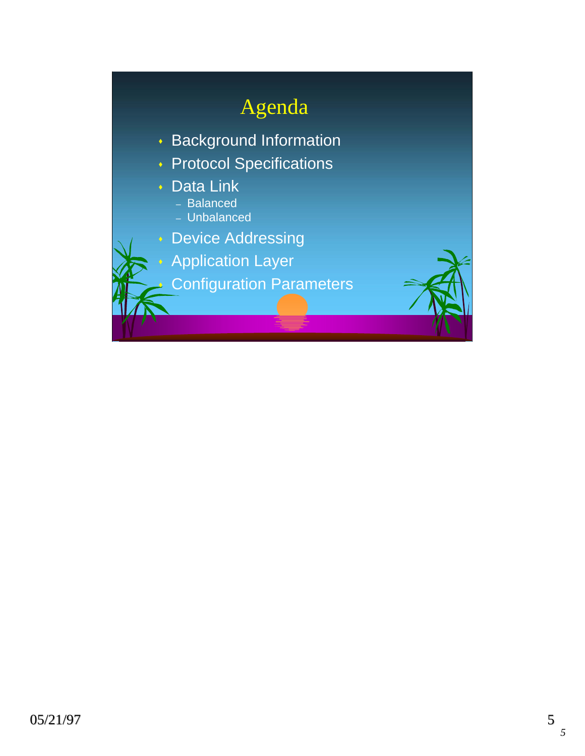# Agenda

- Background Information
- Protocol Specifications
- Data Link
  - Balanced
  - Unbalanced
- Device Addressing
- Application Layer
- Configuration Parameters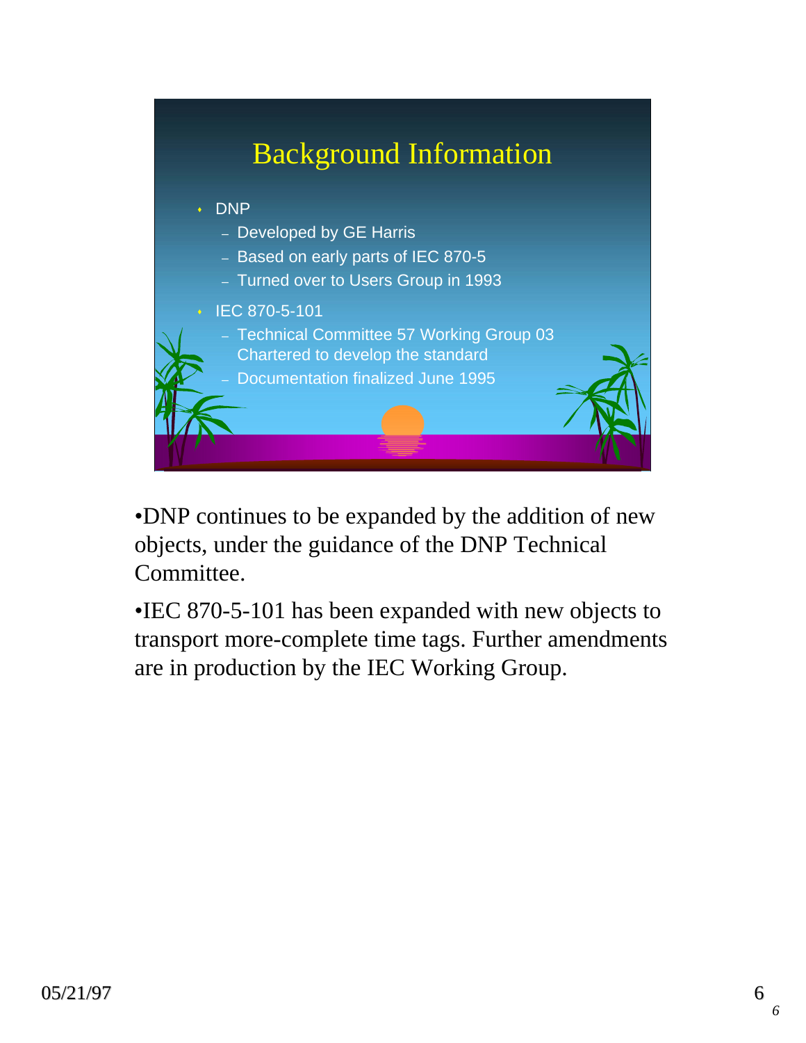# Background Information

- DNP
  - Developed by GE Harris
  - Based on early parts of IEC 870-5
  - Turned over to Users Group in 1993
- IEC 870-5-101
  - Technical Committee 57 Working Group 03 Chartered to develop the standard
  - Documentation finalized June 1995

•DNP continues to be expanded by the addition of new objects, under the guidance of the DNP Technical Committee.

•IEC 870-5-101 has been expanded with new objects to transport more-complete time tags. Further amendments are in production by the IEC Working Group.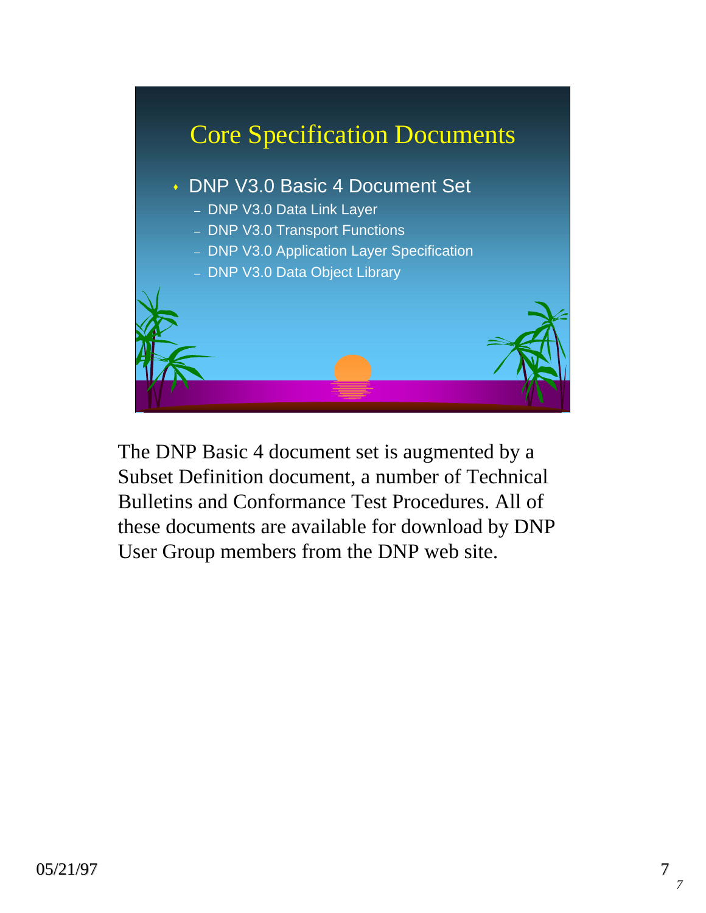# Core Specification Documents

- DNP V3.0 Basic 4 Document Set
  - DNP V3.0 Data Link Layer
  - DNP V3.0 Transport Functions
  - DNP V3.0 Application Layer Specification
  - DNP V3.0 Data Object Library

The DNP Basic 4 document set is augmented by a Subset Definition document, a number of Technical Bulletins and Conformance Test Procedures. All of these documents are available for download by DNP User Group members from the DNP web site.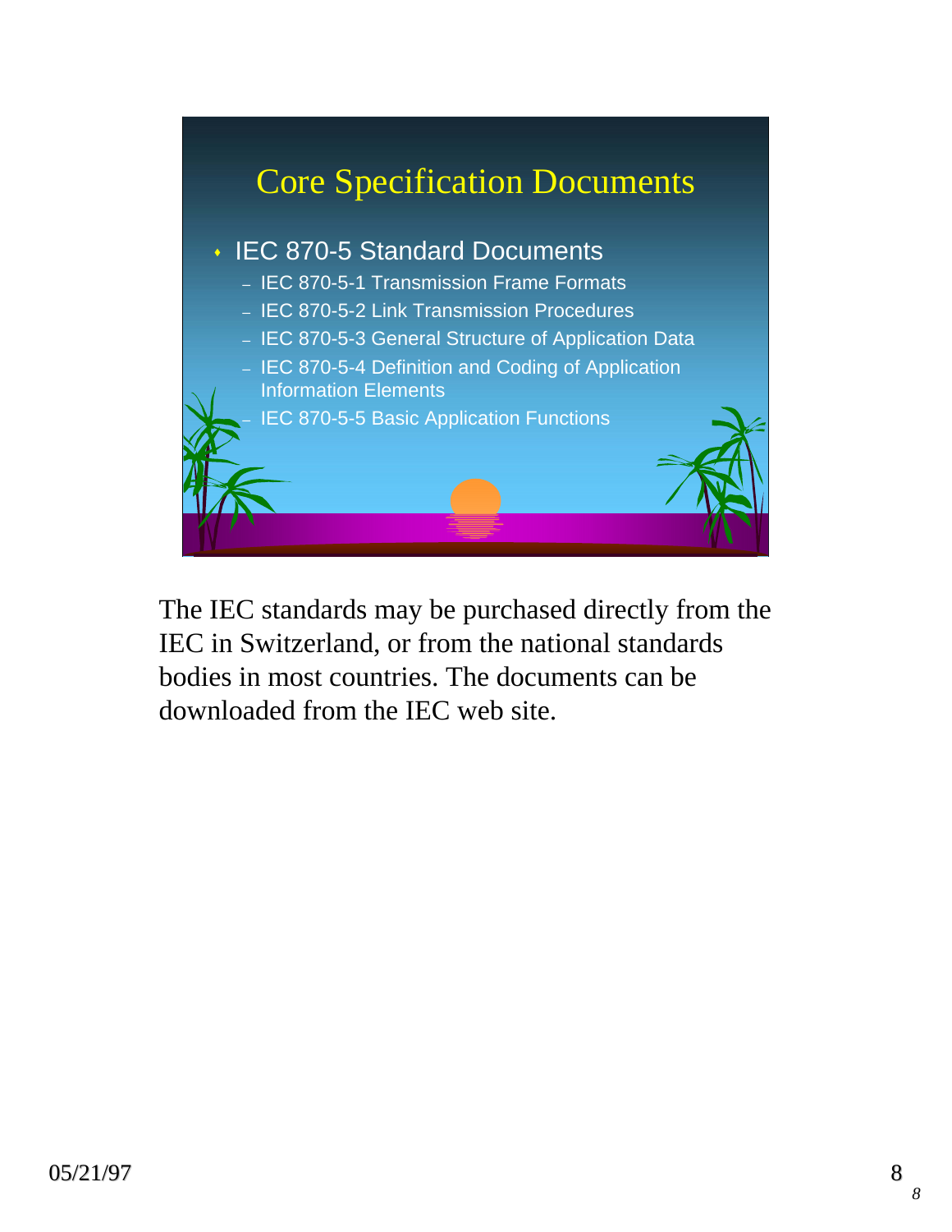# Core Specification Documents

- IEC 870-5 Standard Documents
  - IEC 870-5-1 Transmission Frame Formats
  - IEC 870-5-2 Link Transmission Procedures
  - IEC 870-5-3 General Structure of Application Data
  - IEC 870-5-4 Definition and Coding of Application Information Elements
  - IEC 870-5-5 Basic Application Functions

The IEC standards may be purchased directly from the IEC in Switzerland, or from the national standards bodies in most countries. The documents can be downloaded from the IEC web site.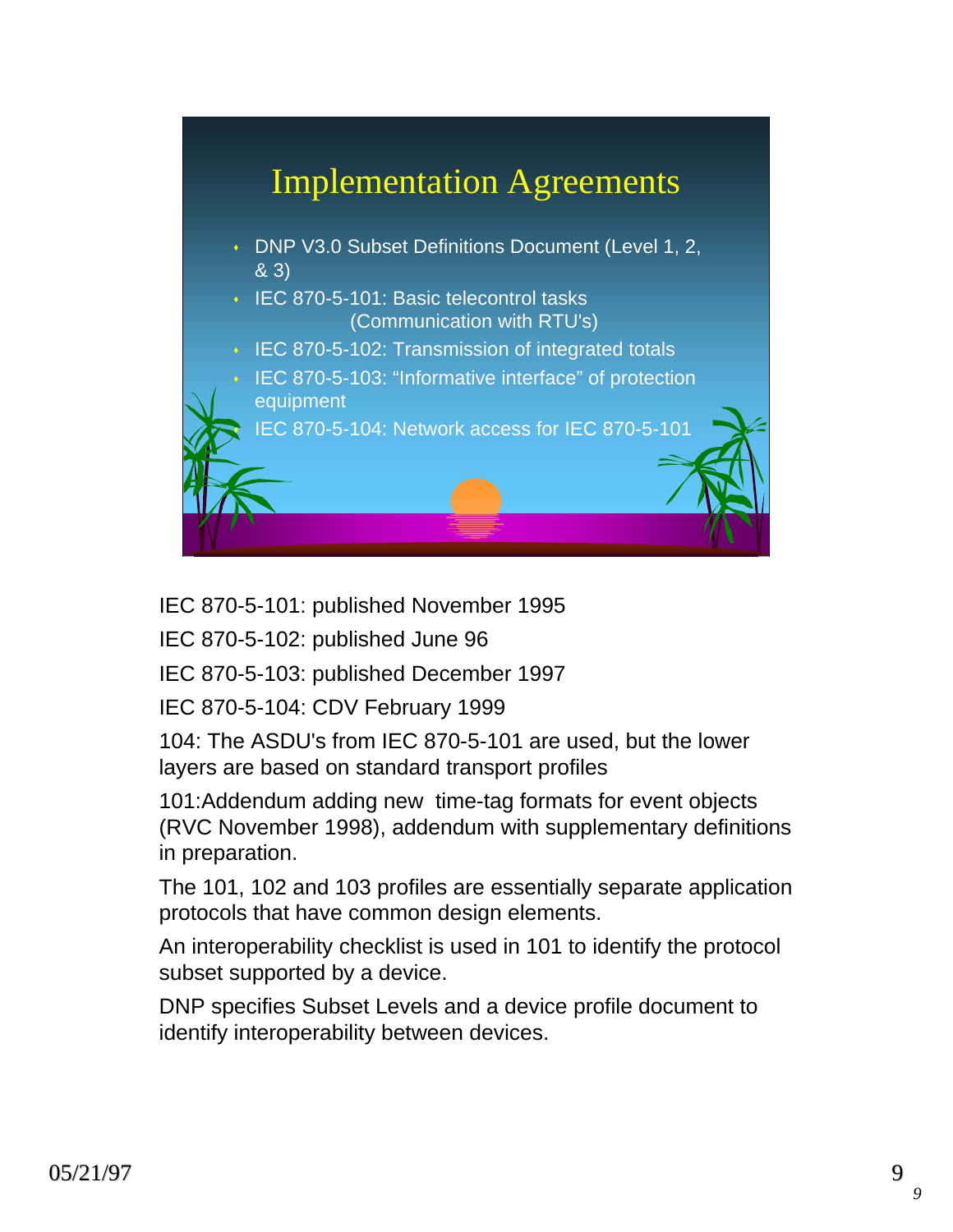## Implementation Agreements

- DNP V3.0 Subset Definitions Document (Level 1, 2, & 3)
- IEC 870-5-101: Basic telecontrol tasks (Communication with RTU's)
- IEC 870-5-102: Transmission of integrated totals
- IEC 870-5-103: "Informative interface" of protection equipment
- IEC 870-5-104: Network access for IEC 870-5-101

IEC 870-5-101: published November 1995

IEC 870-5-102: published June 96

IEC 870-5-103: published December 1997

IEC 870-5-104: CDV February 1999

104: The ASDU's from IEC 870-5-101 are used, but the lower layers are based on standard transport profiles

101:Addendum adding new time-tag formats for event objects (RVC November 1998), addendum with supplementary definitions in preparation.

The 101, 102 and 103 profiles are essentially separate application protocols that have common design elements.

An interoperability checklist is used in 101 to identify the protocol subset supported by a device.

DNP specifies Subset Levels and a device profile document to identify interoperability between devices.

05/21/97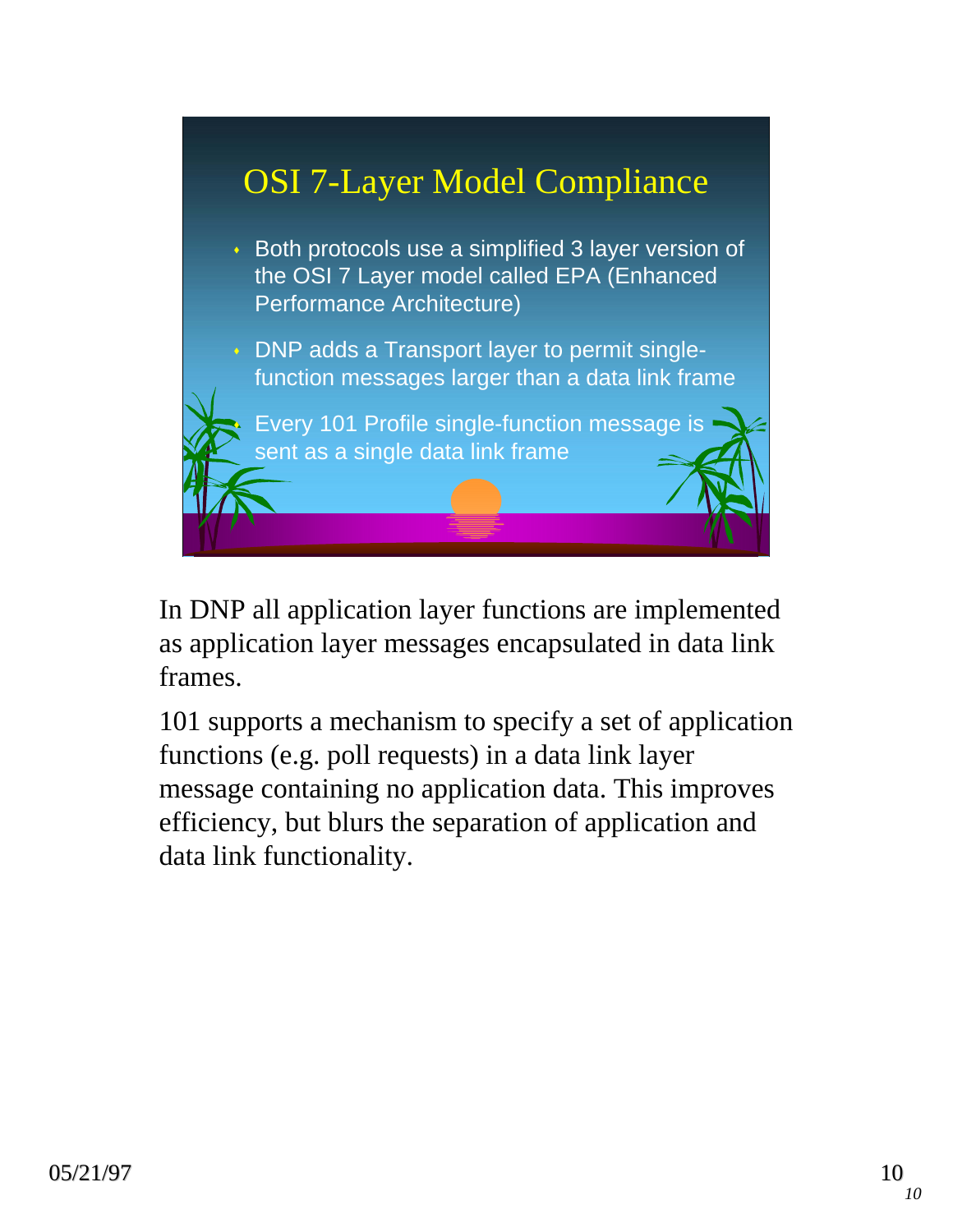# OSI 7-Layer Model Compliance

- Both protocols use a simplified 3 layer version of the OSI 7 Layer model called EPA (Enhanced Performance Architecture)
- DNP adds a Transport layer to permit single-function messages larger than a data link frame
- Every 101 Profile single-function message is sent as a single data link frame

In DNP all application layer functions are implemented as application layer messages encapsulated in data link frames.

101 supports a mechanism to specify a set of application functions (e.g. poll requests) in a data link layer message containing no application data. This improves efficiency, but blurs the separation of application and data link functionality.

05/21/97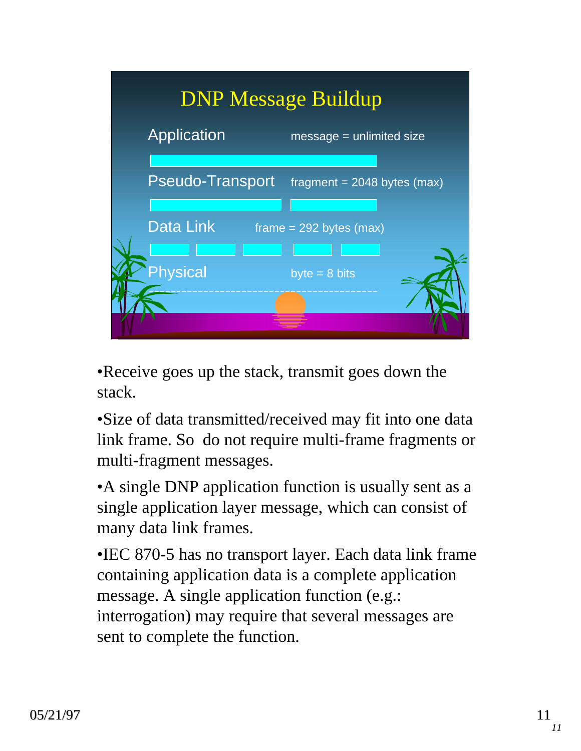# DNP Message Buildup

Application — message = unlimited size

Pseudo-Transport — fragment = 2048 bytes (max)

Data Link — frame = 292 bytes (max)

Physical — byte = 8 bits

- Receive goes up the stack, transmit goes down the stack.
- Size of data transmitted/received may fit into one data link frame. So do not require multi-frame fragments or multi-fragment messages.
- A single DNP application function is usually sent as a single application layer message, which can consist of many data link frames.
- IEC 870-5 has no transport layer. Each data link frame containing application data is a complete application message. A single application function (e.g.: interrogation) may require that several messages are sent to complete the function.

05/21/97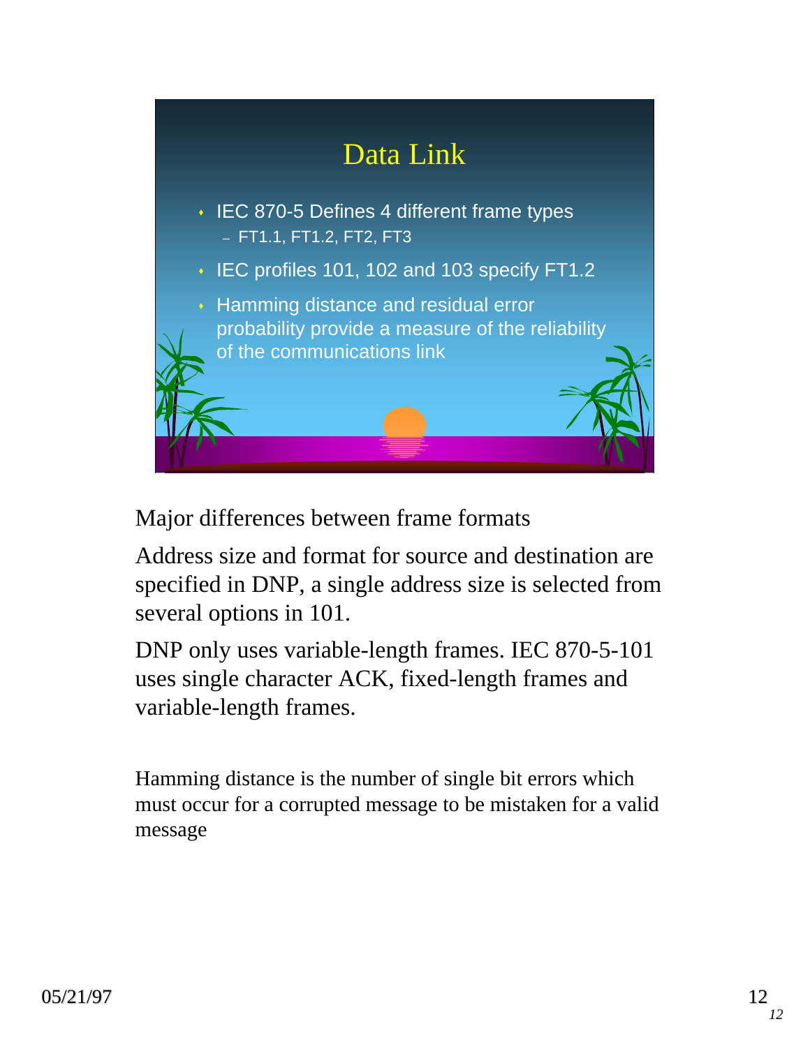# Data Link

- IEC 870-5 Defines 4 different frame types
  - FT1.1, FT1.2, FT2, FT3
- IEC profiles 101, 102 and 103 specify FT1.2
- Hamming distance and residual error probability provide a measure of the reliability of the communications link

Major differences between frame formats

Address size and format for source and destination are specified in DNP, a single address size is selected from several options in 101.

DNP only uses variable-length frames. IEC 870-5-101 uses single character ACK, fixed-length frames and variable-length frames.

Hamming distance is the number of single bit errors which must occur for a corrupted message to be mistaken for a valid message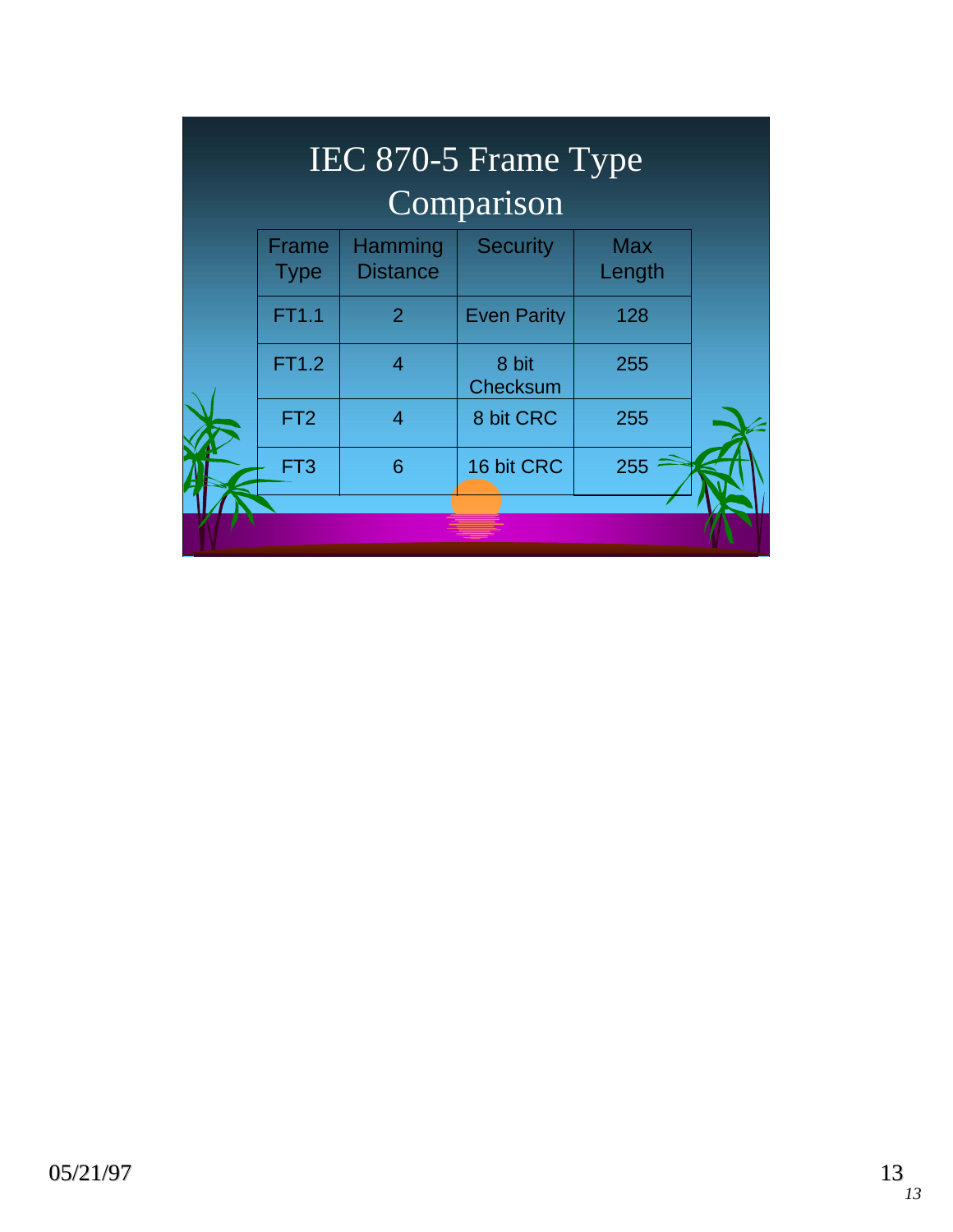# IEC 870-5 Frame Type Comparison

| Frame Type | Hamming Distance | Security | Max Length |
|---|---|---|---|
| FT1.1 | 2 | Even Parity | 128 |
| FT1.2 | 4 | 8 bit Checksum | 255 |
| FT2 | 4 | 8 bit CRC | 255 |
| FT3 | 6 | 16 bit CRC | 255 |

05/21/97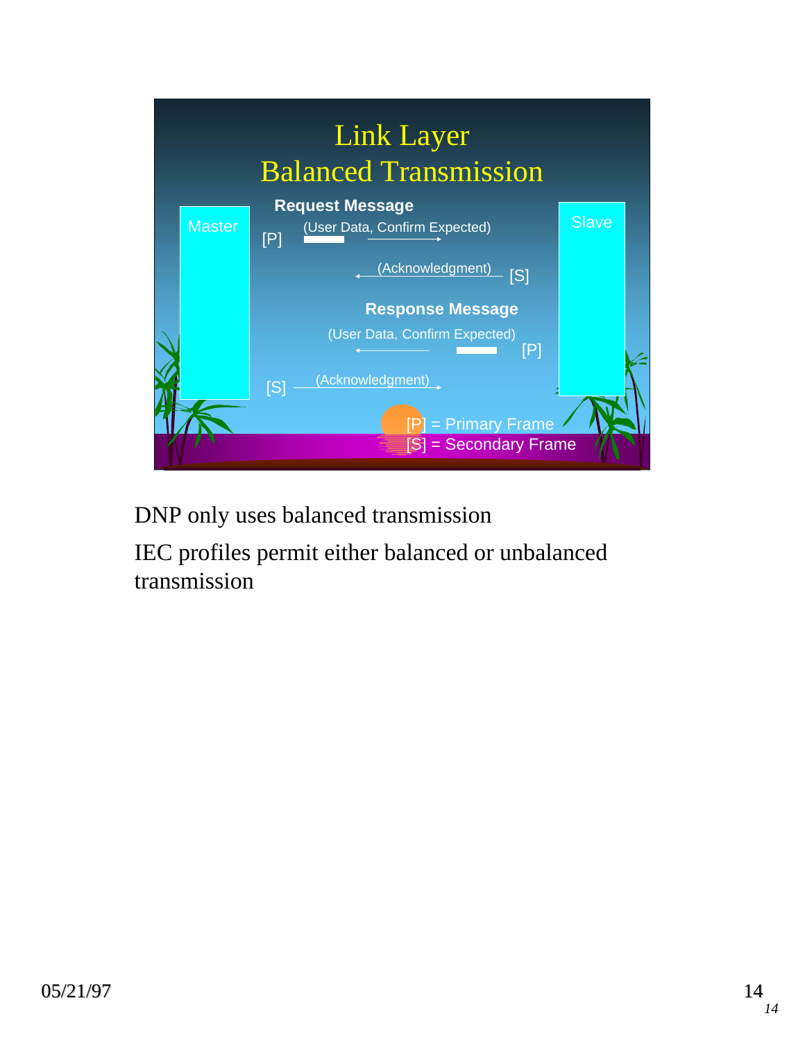# Link Layer
# Balanced Transmission

Master

Slave

**Request Message**

[P] (User Data, Confirm Expected) →

← (Acknowledgment) [S]

**Response Message**

← (User Data, Confirm Expected) [P]

[S] (Acknowledgment) →

[P] = Primary Frame

[S] = Secondary Frame

DNP only uses balanced transmission

IEC profiles permit either balanced or unbalanced transmission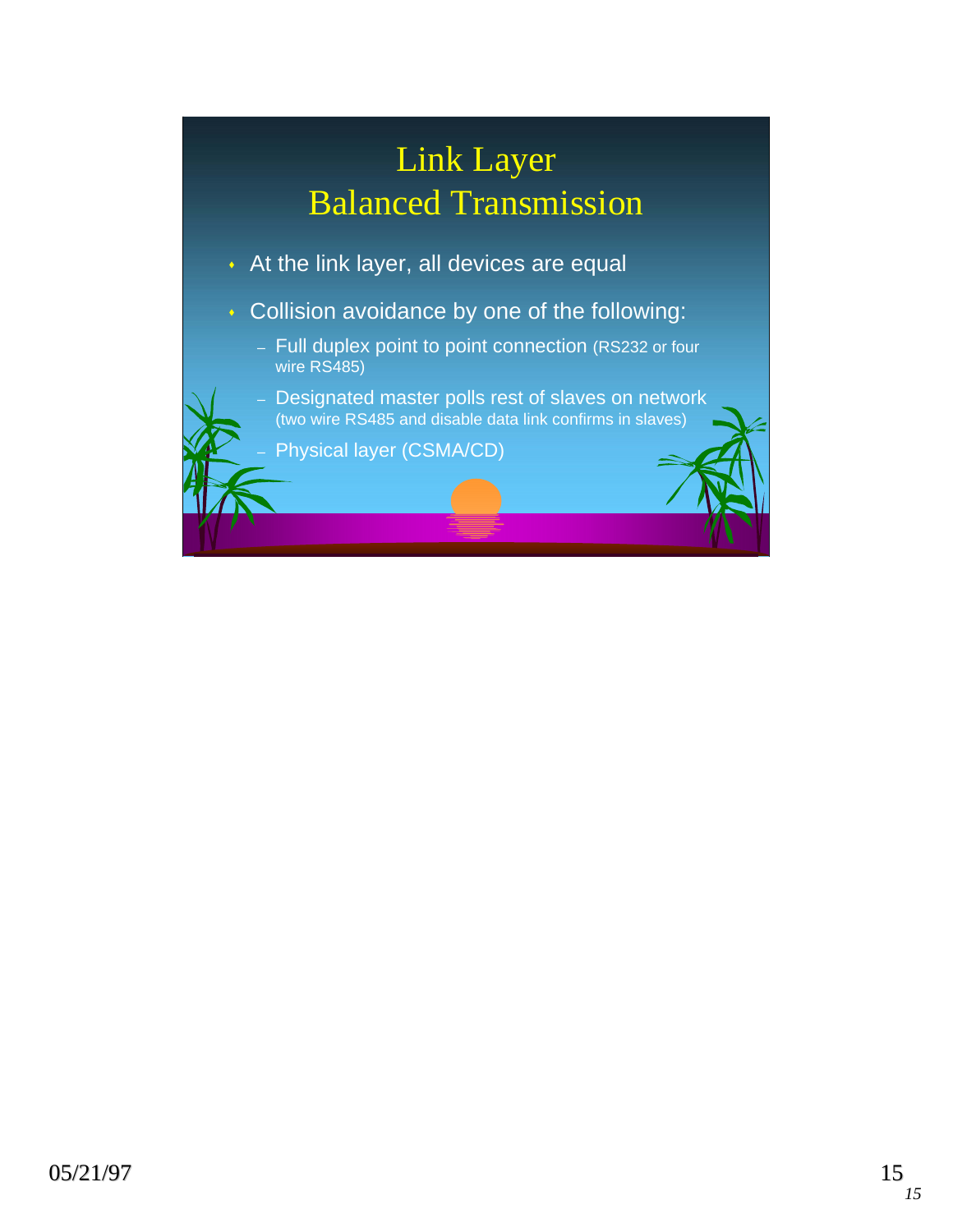# Link Layer
# Balanced Transmission

- At the link layer, all devices are equal
- Collision avoidance by one of the following:
  - Full duplex point to point connection (RS232 or four wire RS485)
  - Designated master polls rest of slaves on network (two wire RS485 and disable data link confirms in slaves)
  - Physical layer (CSMA/CD)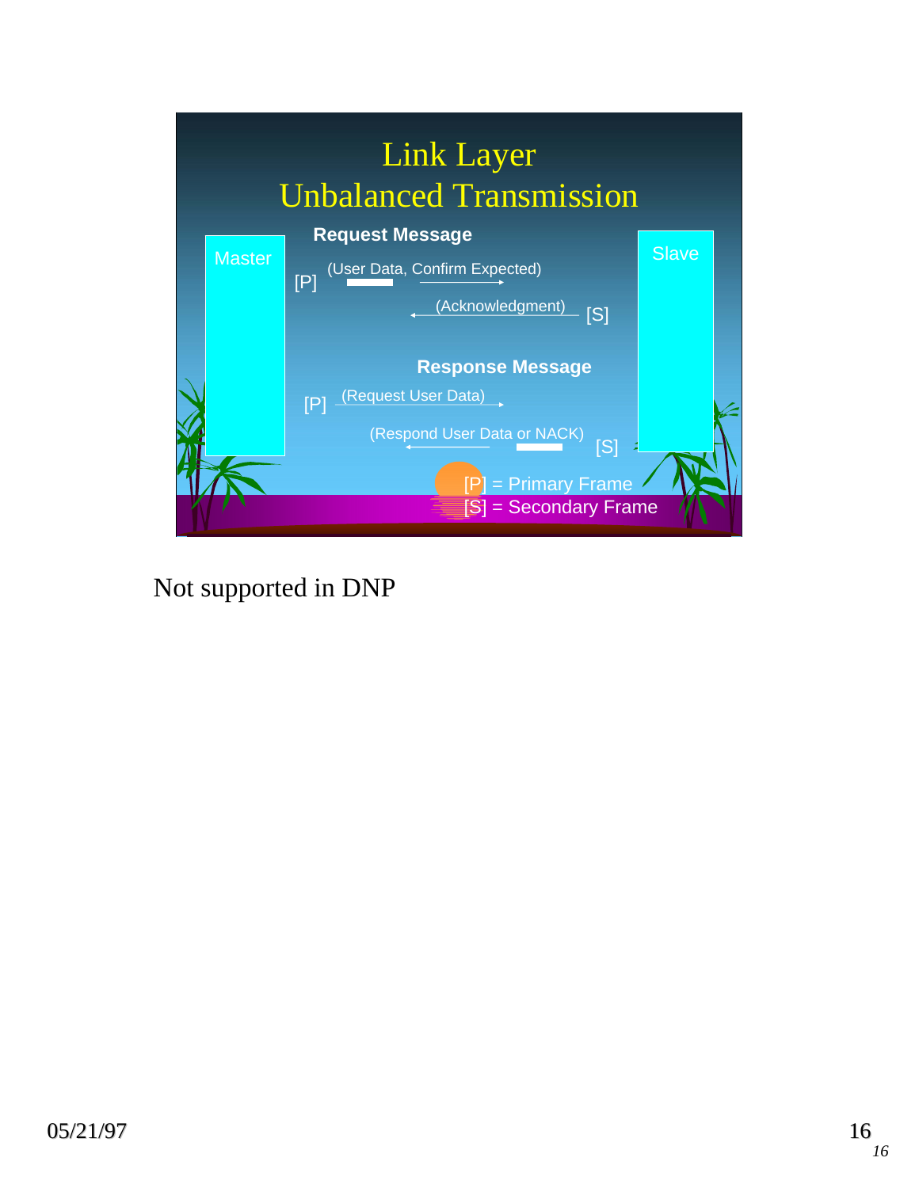# Link Layer
## Unbalanced Transmission

**Request Message**

Master [P] (User Data, Confirm Expected) → Slave

Master ← (Acknowledgment) [S] Slave

**Response Message**

Master [P] (Request User Data) → Slave

Master ← (Respond User Data or NACK) [S] Slave

[P] = Primary Frame
[S] = Secondary Frame

Not supported in DNP

05/21/97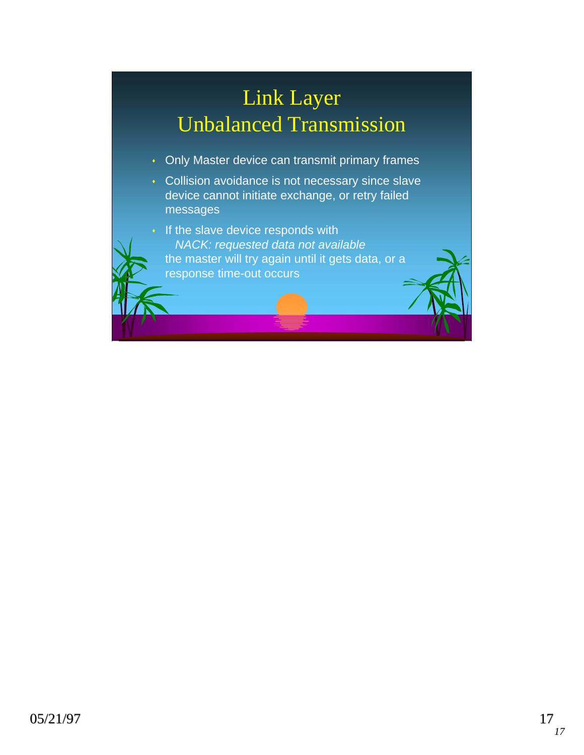# Link Layer
## Unbalanced Transmission

- Only Master device can transmit primary frames
- Collision avoidance is not necessary since slave device cannot initiate exchange, or retry failed messages
- If the slave device responds with
  *NACK: requested data not available*
  the master will try again until it gets data, or a response time-out occurs

05/21/97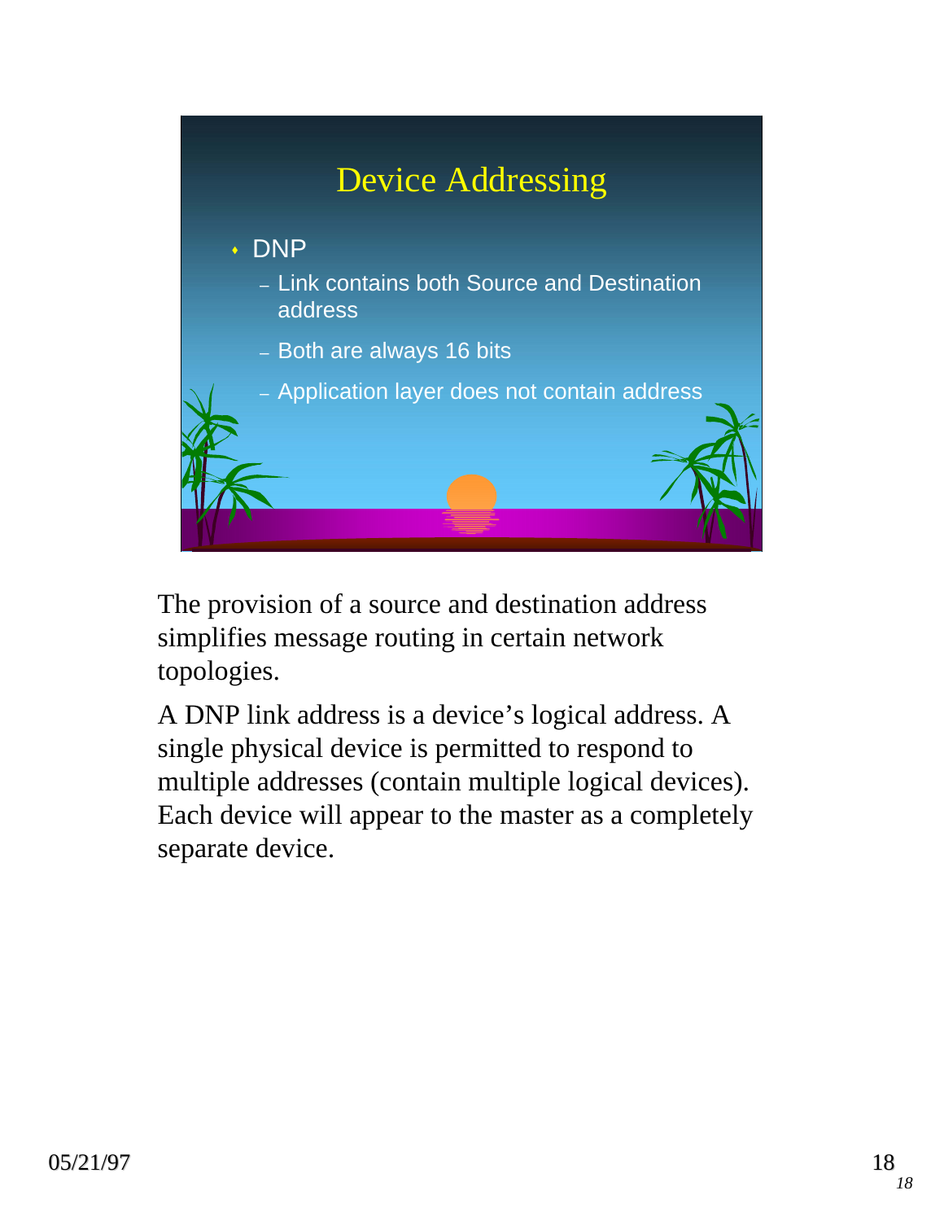# Device Addressing

- DNP
  - Link contains both Source and Destination address
  - Both are always 16 bits
  - Application layer does not contain address

The provision of a source and destination address simplifies message routing in certain network topologies.

A DNP link address is a device's logical address. A single physical device is permitted to respond to multiple addresses (contain multiple logical devices). Each device will appear to the master as a completely separate device.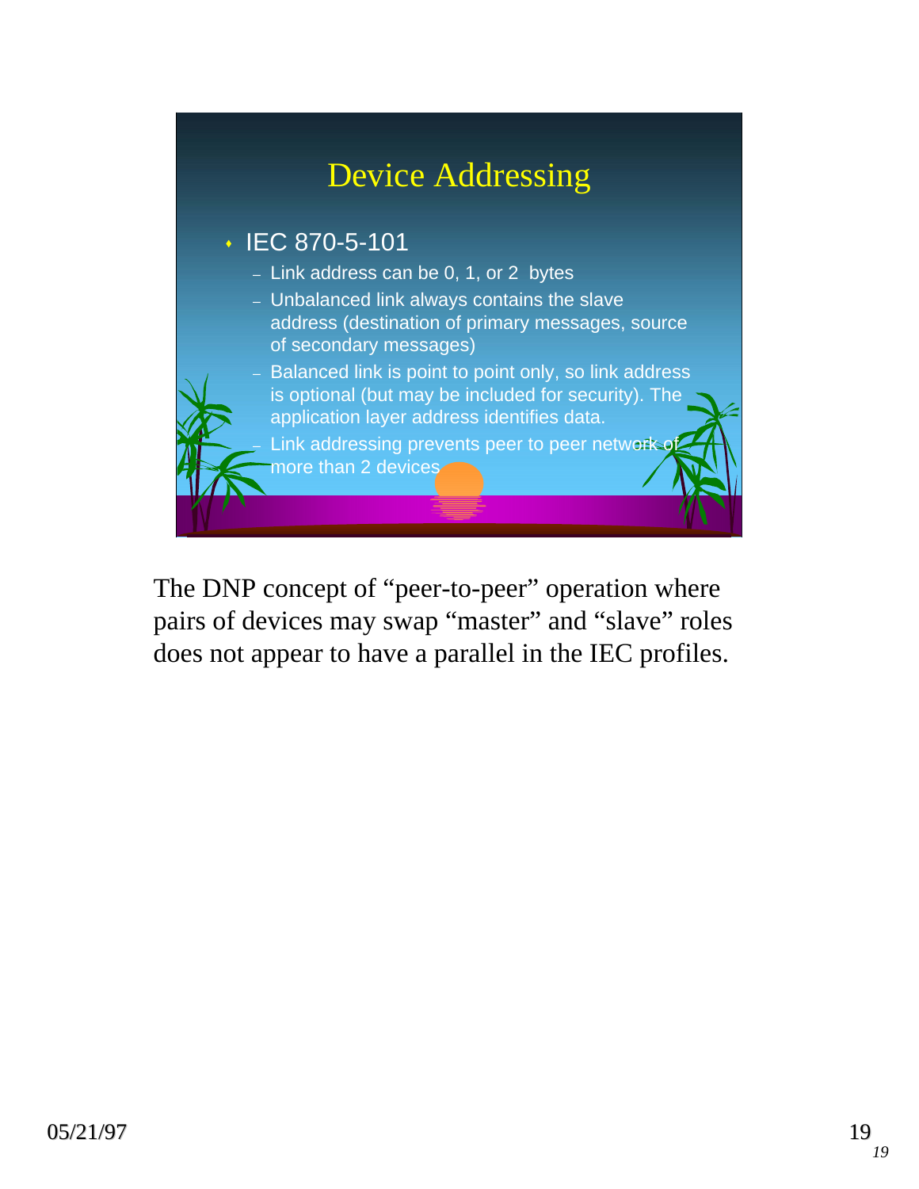## Device Addressing

- IEC 870-5-101
  - Link address can be 0, 1, or 2 bytes
  - Unbalanced link always contains the slave address (destination of primary messages, source of secondary messages)
  - Balanced link is point to point only, so link address is optional (but may be included for security). The application layer address identifies data.
  - Link addressing prevents peer to peer network of more than 2 devices

The DNP concept of "peer-to-peer" operation where pairs of devices may swap "master" and "slave" roles does not appear to have a parallel in the IEC profiles.

05/21/97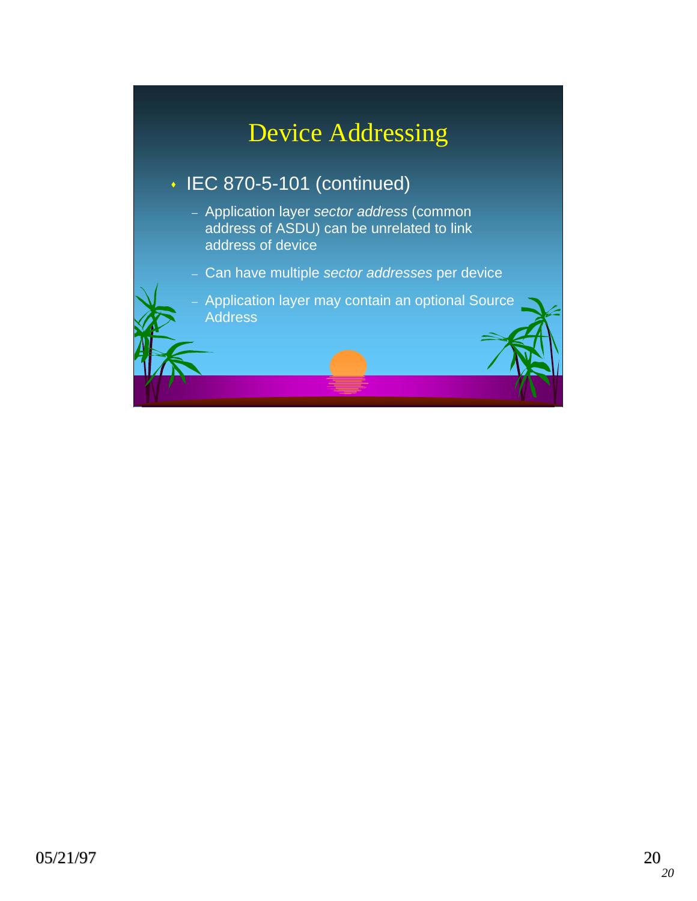# Device Addressing

- IEC 870-5-101 (continued)
  - Application layer *sector address* (common address of ASDU) can be unrelated to link address of device
  - Can have multiple *sector addresses* per device
  - Application layer may contain an optional Source Address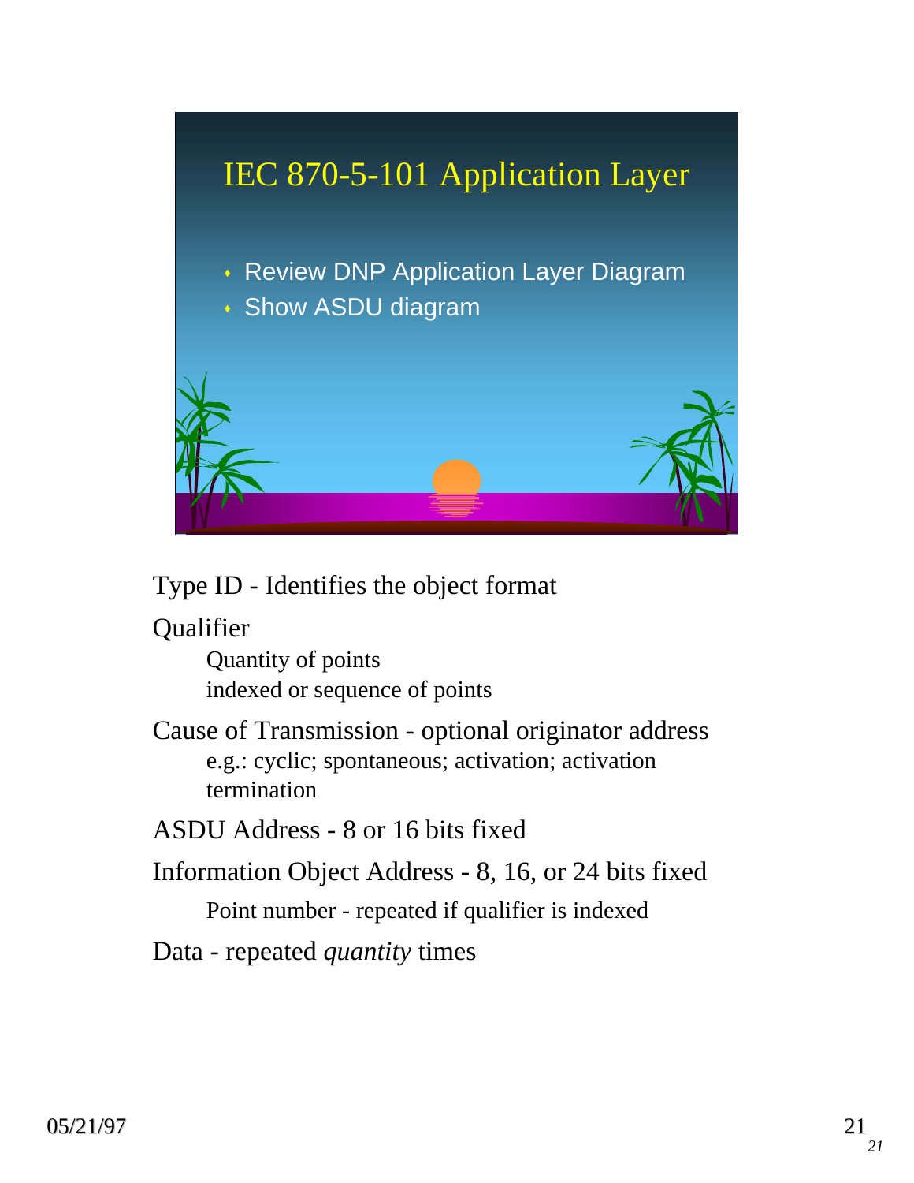# IEC 870-5-101 Application Layer

- Review DNP Application Layer Diagram
- Show ASDU diagram

Type ID - Identifies the object format

Qualifier

  Quantity of points

  indexed or sequence of points

Cause of Transmission - optional originator address

  e.g.: cyclic; spontaneous; activation; activation termination

ASDU Address - 8 or 16 bits fixed

Information Object Address - 8, 16, or 24 bits fixed

  Point number - repeated if qualifier is indexed

Data - repeated *quantity* times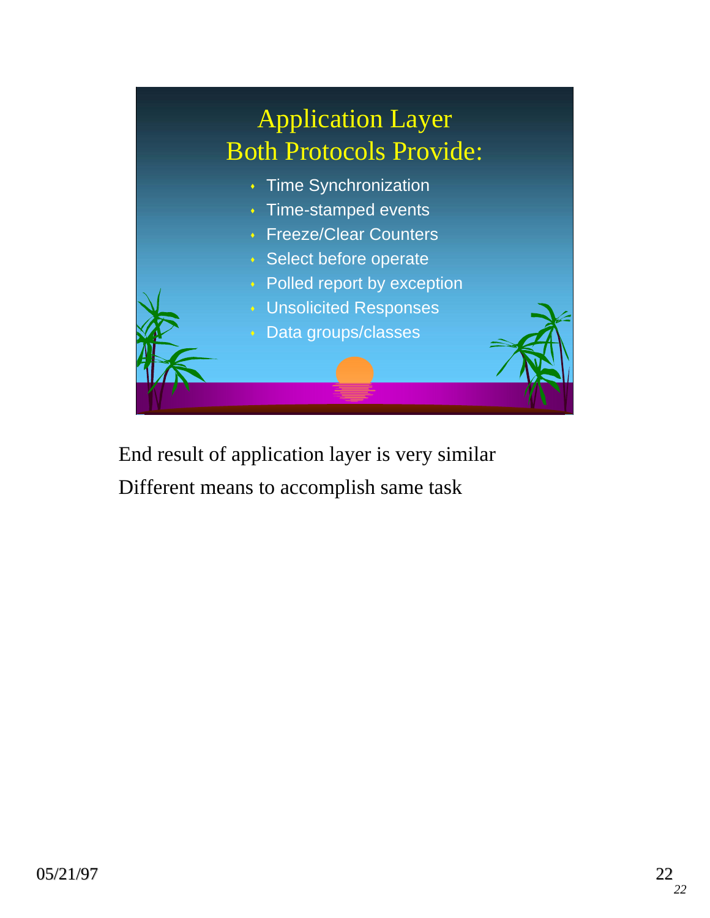# Application Layer
## Both Protocols Provide:

- Time Synchronization
- Time-stamped events
- Freeze/Clear Counters
- Select before operate
- Polled report by exception
- Unsolicited Responses
- Data groups/classes

End result of application layer is very similar

Different means to accomplish same task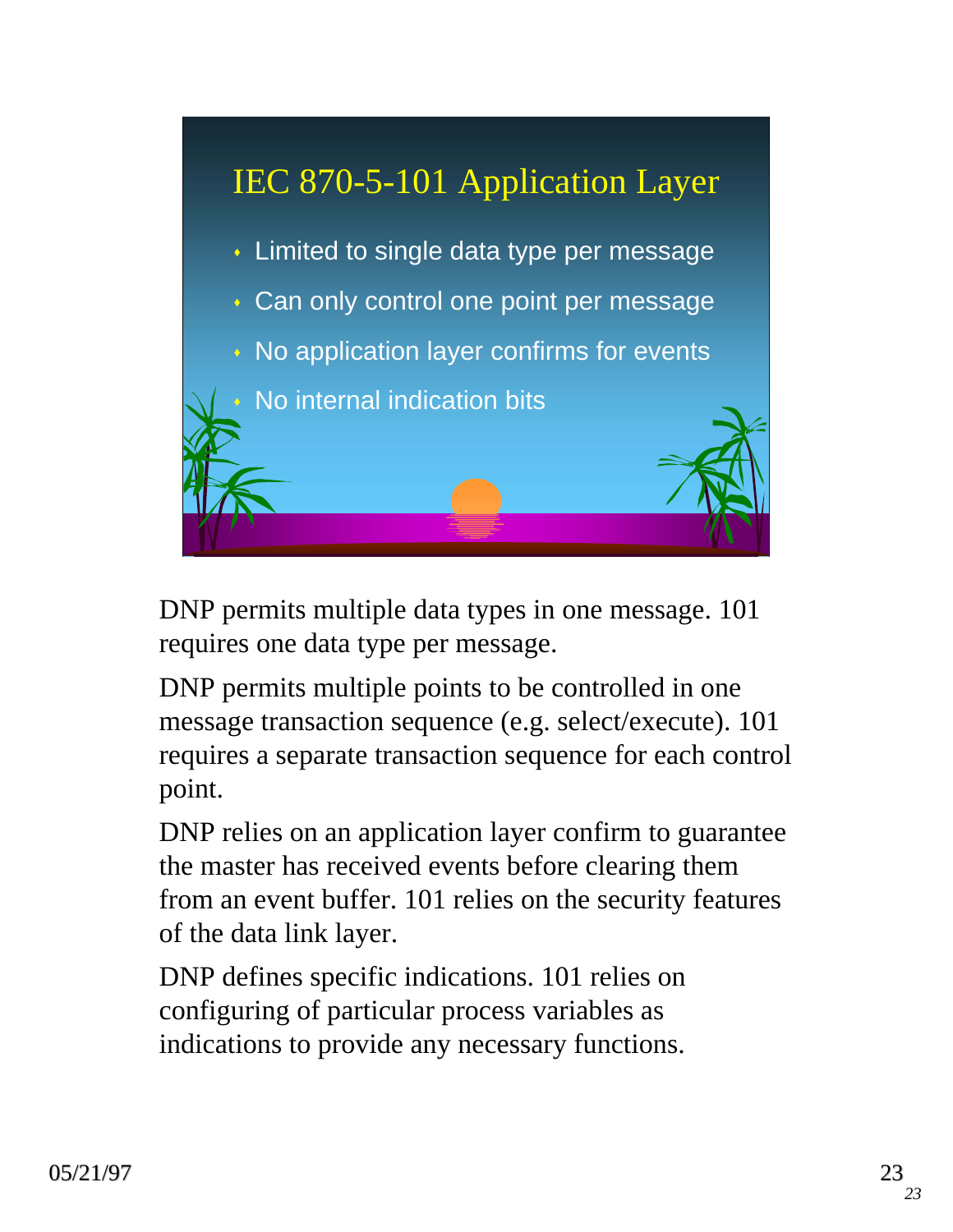## IEC 870-5-101 Application Layer

- Limited to single data type per message
- Can only control one point per message
- No application layer confirms for events
- No internal indication bits

DNP permits multiple data types in one message. 101 requires one data type per message.

DNP permits multiple points to be controlled in one message transaction sequence (e.g. select/execute). 101 requires a separate transaction sequence for each control point.

DNP relies on an application layer confirm to guarantee the master has received events before clearing them from an event buffer. 101 relies on the security features of the data link layer.

DNP defines specific indications. 101 relies on configuring of particular process variables as indications to provide any necessary functions.

05/21/97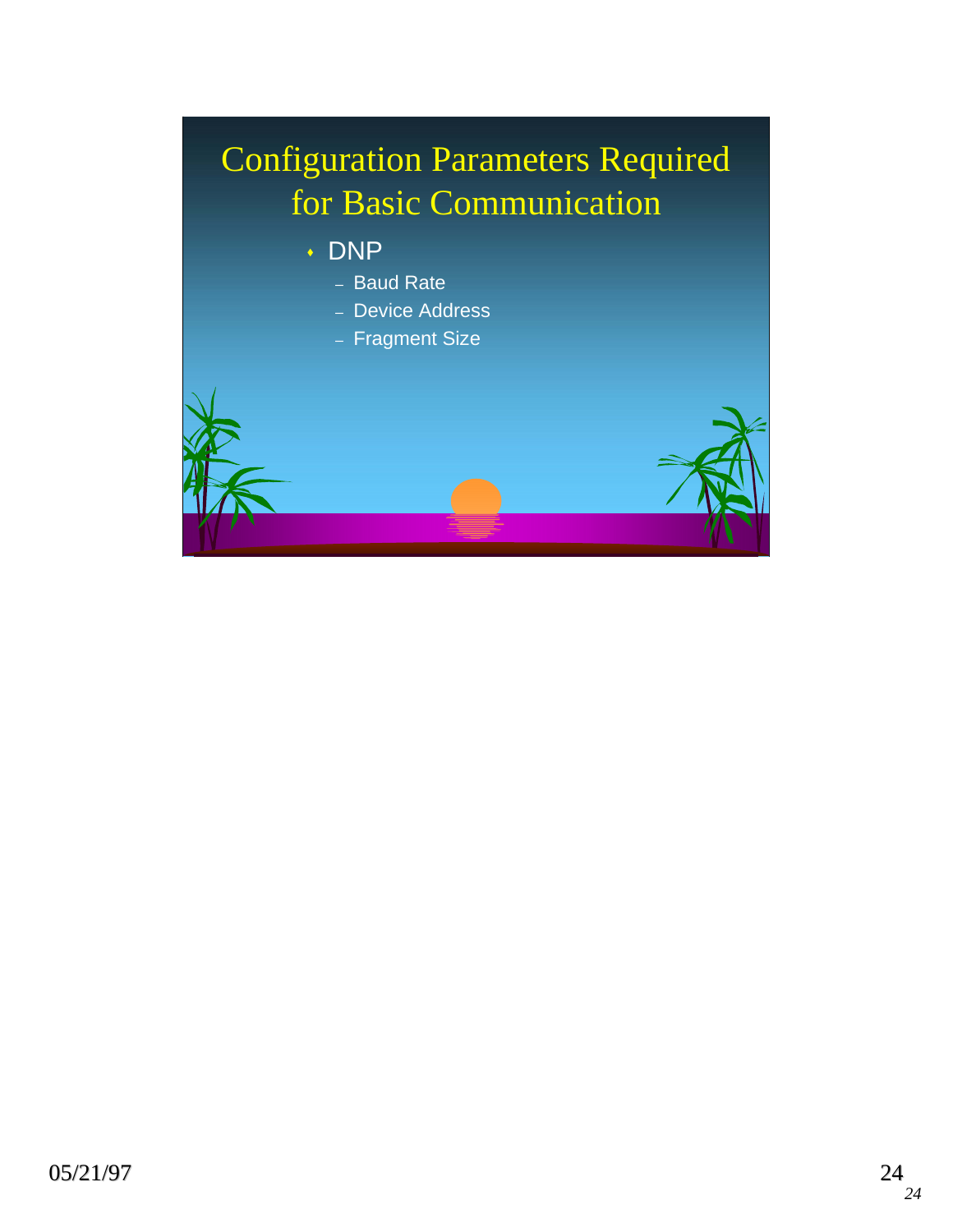# Configuration Parameters Required for Basic Communication

- DNP
  - Baud Rate
  - Device Address
  - Fragment Size

05/21/97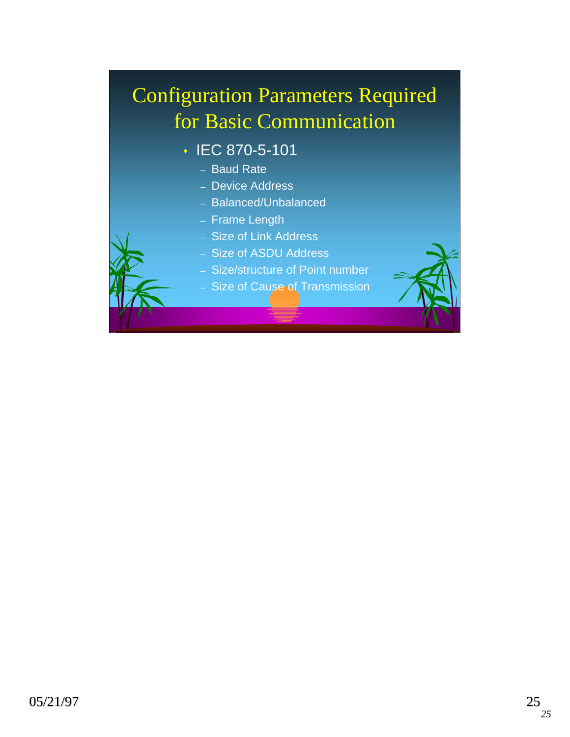# Configuration Parameters Required for Basic Communication

- IEC 870-5-101
  - Baud Rate
  - Device Address
  - Balanced/Unbalanced
  - Frame Length
  - Size of Link Address
  - Size of ASDU Address
  - Size/structure of Point number
  - Size of Cause of Transmission

05/21/97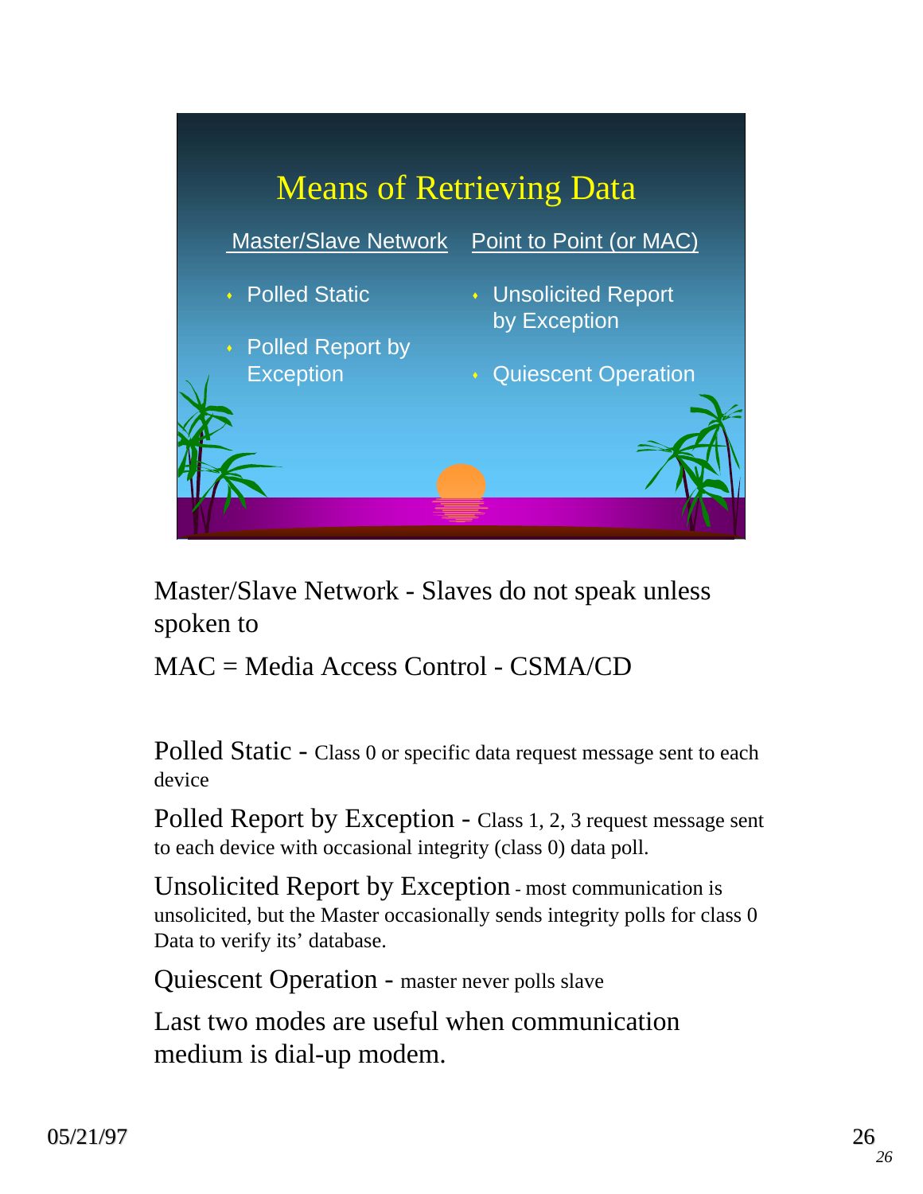# Means of Retrieving Data

| Master/Slave Network | Point to Point (or MAC) |
| --- | --- |
| Polled Static | Unsolicited Report by Exception |
| Polled Report by Exception | Quiescent Operation |

Master/Slave Network - Slaves do not speak unless spoken to

MAC = Media Access Control - CSMA/CD

Polled Static - Class 0 or specific data request message sent to each device

Polled Report by Exception - Class 1, 2, 3 request message sent to each device with occasional integrity (class 0) data poll.

Unsolicited Report by Exception - most communication is unsolicited, but the Master occasionally sends integrity polls for class 0 Data to verify its' database.

Quiescent Operation - master never polls slave

Last two modes are useful when communication medium is dial-up modem.

05/21/97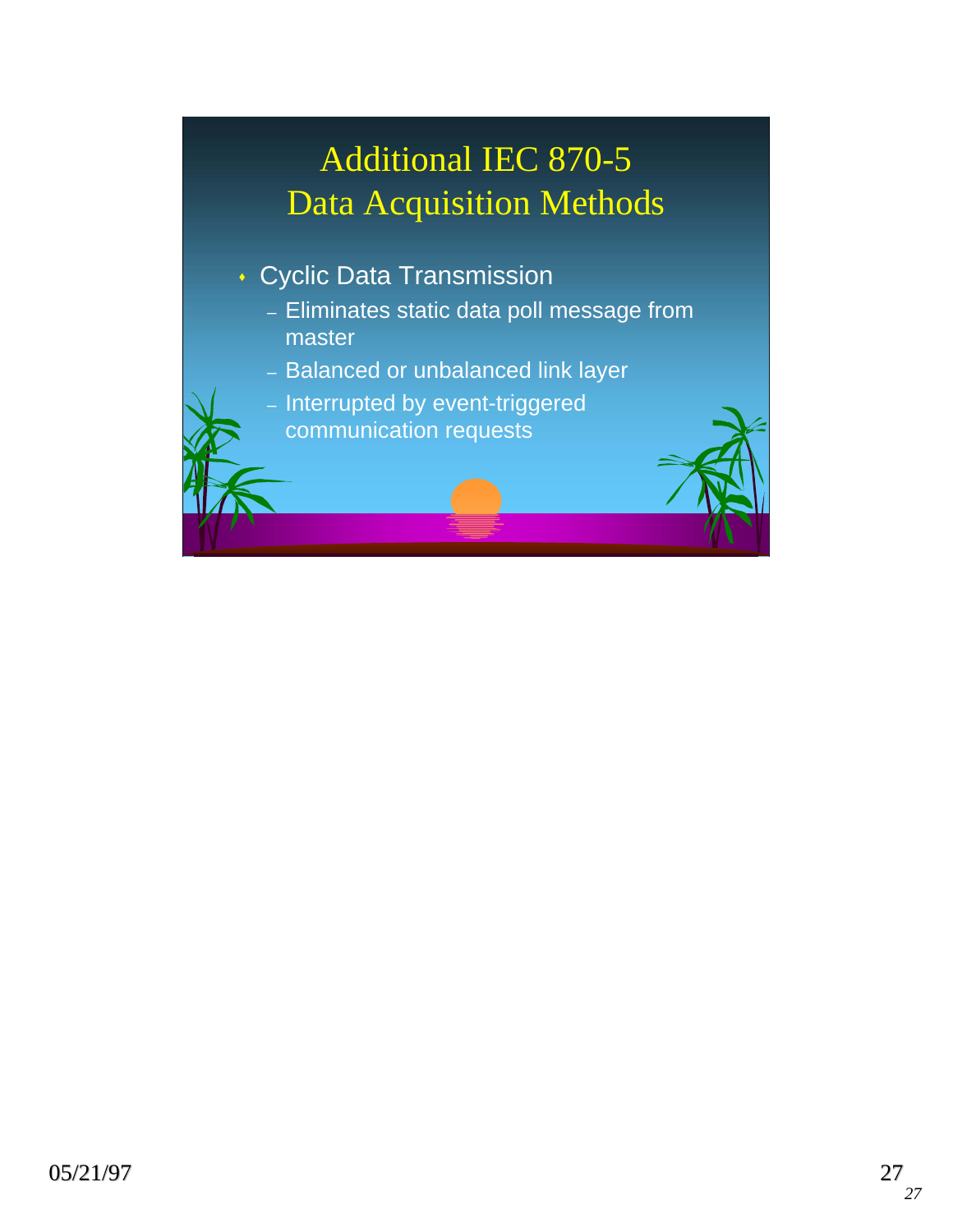# Additional IEC 870-5 Data Acquisition Methods

- Cyclic Data Transmission
  - Eliminates static data poll message from master
  - Balanced or unbalanced link layer
  - Interrupted by event-triggered communication requests

05/21/97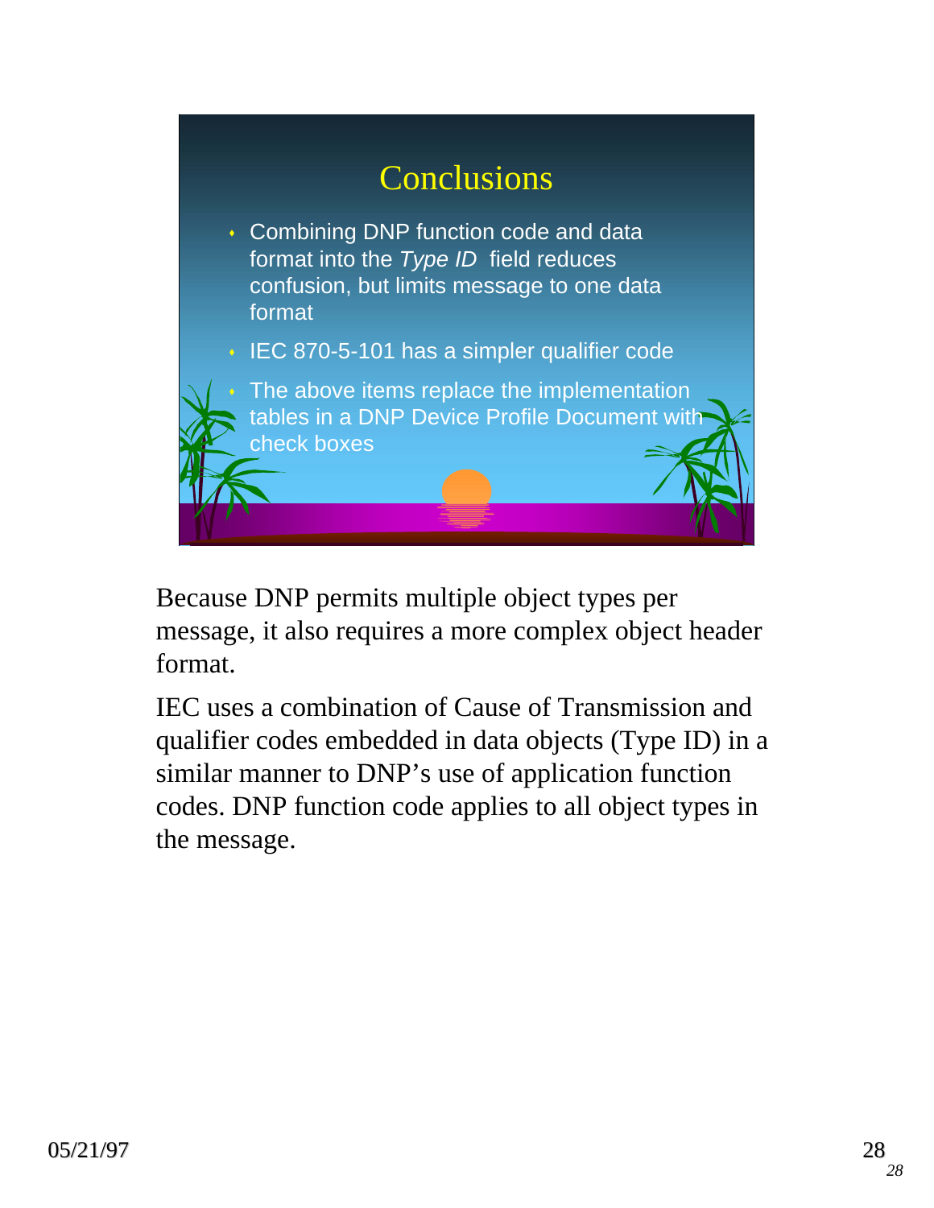## Conclusions

- Combining DNP function code and data format into the *Type ID* field reduces confusion, but limits message to one data format
- IEC 870-5-101 has a simpler qualifier code
- The above items replace the implementation tables in a DNP Device Profile Document with check boxes

Because DNP permits multiple object types per message, it also requires a more complex object header format.

IEC uses a combination of Cause of Transmission and qualifier codes embedded in data objects (Type ID) in a similar manner to DNP's use of application function codes. DNP function code applies to all object types in the message.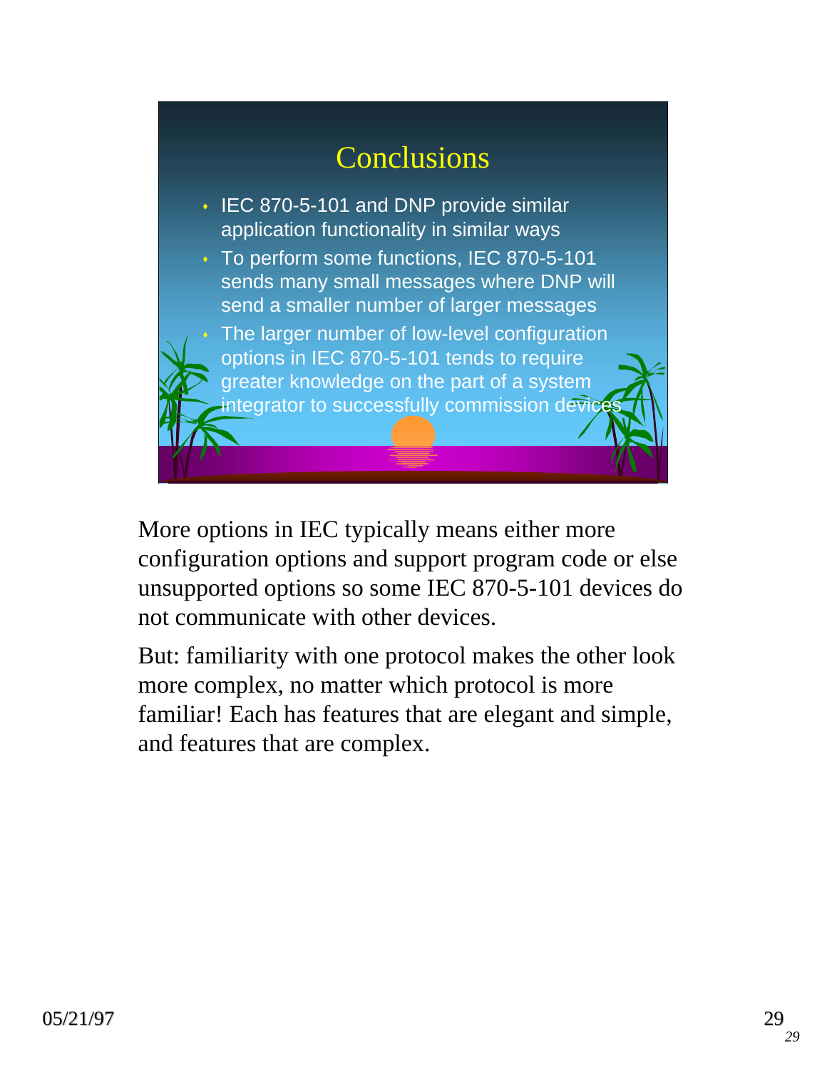# Conclusions

- IEC 870-5-101 and DNP provide similar application functionality in similar ways
- To perform some functions, IEC 870-5-101 sends many small messages where DNP will send a smaller number of larger messages
- The larger number of low-level configuration options in IEC 870-5-101 tends to require greater knowledge on the part of a system integrator to successfully commission devices

More options in IEC typically means either more configuration options and support program code or else unsupported options so some IEC 870-5-101 devices do not communicate with other devices.

But: familiarity with one protocol makes the other look more complex, no matter which protocol is more familiar! Each has features that are elegant and simple, and features that are complex.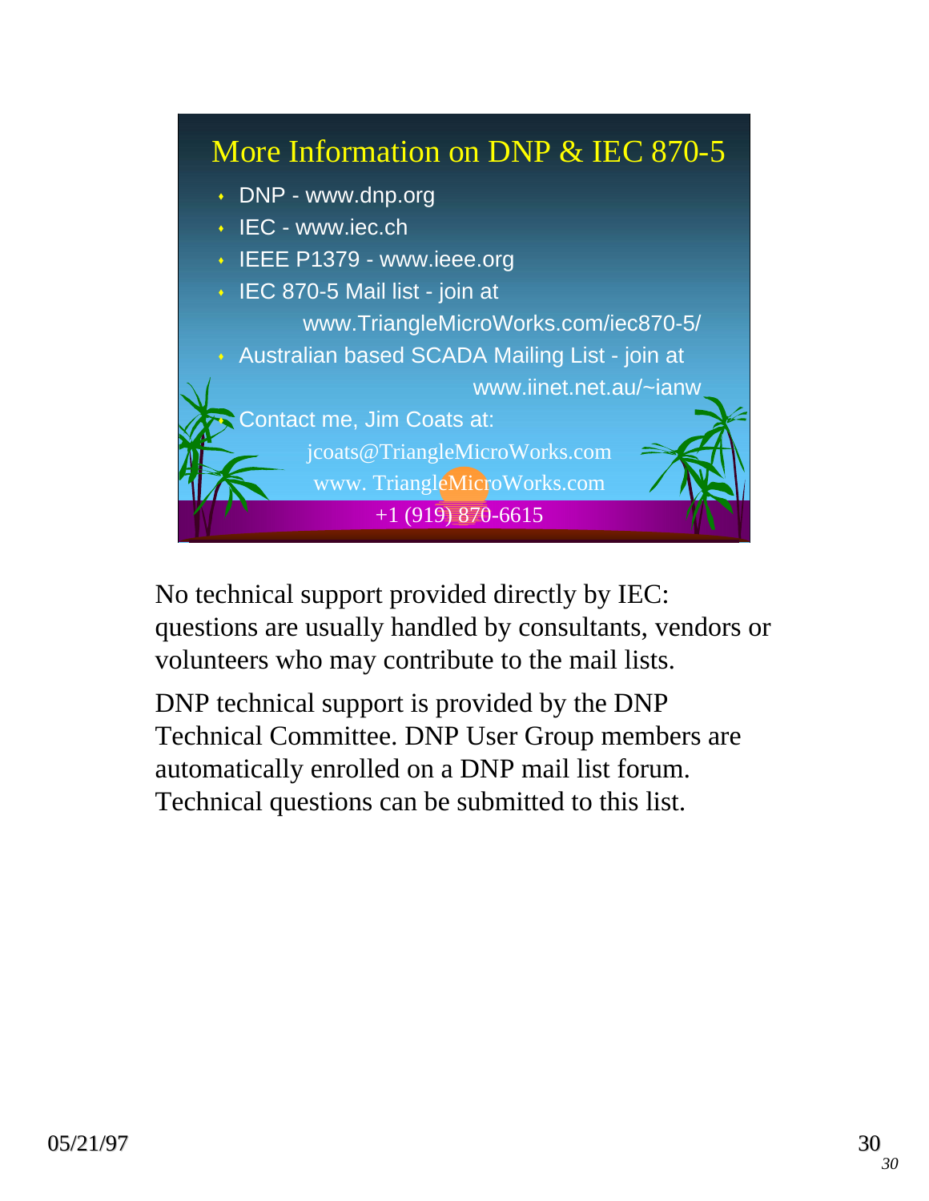## More Information on DNP & IEC 870-5

- DNP - www.dnp.org
- IEC - www.iec.ch
- IEEE P1379 - www.ieee.org
- IEC 870-5 Mail list - join at
  www.TriangleMicroWorks.com/iec870-5/
- Australian based SCADA Mailing List - join at
  www.iinet.net.au/~ianw
- Contact me, Jim Coats at:
  jcoats@TriangleMicroWorks.com
  www. TriangleMicroWorks.com
  +1 (919) 870-6615

No technical support provided directly by IEC: questions are usually handled by consultants, vendors or volunteers who may contribute to the mail lists.

DNP technical support is provided by the DNP Technical Committee. DNP User Group members are automatically enrolled on a DNP mail list forum. Technical questions can be submitted to this list.

05/21/97